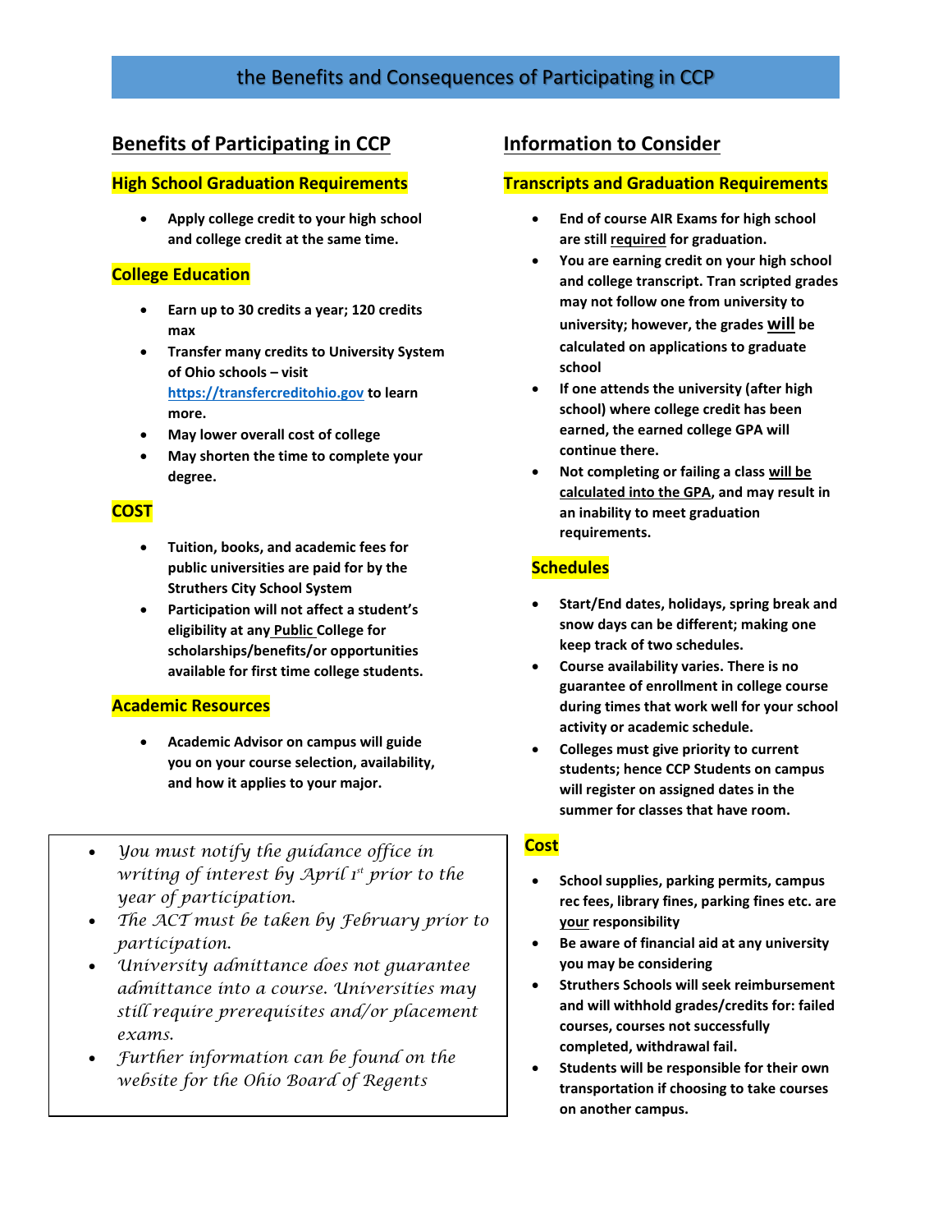# the Benefits and Consequences of Participating in CCP

## Benefits of Participating in CCP

### High School Graduation Requirements

- **Apply college credit to your high school and college credit at the same time.**

### College Education

- **Earn up to 30 credits a year; 120 credits max**
- **Transfer many credits to University System of Ohio schools – visit https://transfercreditohio.gov to learn more.**
- **May lower overall cost of college**
- **May shorten the time to complete your degree.**

### COST

- **Tuition, books, and academic fees for public universities are paid for by the Struthers City School System**
- **Participation will not affect a student's eligibility at any Public College for scholarships/benefits/or opportunities available for first time college students.**

### Academic Resources

- **Academic Advisor on campus will guide you on your course selection, availability, and how it applies to your major.**

---

- *You must notify the guidance office in writing of interest by April 1st prior to the year of participation.*
- *The ACT must be taken by February prior to participation.*
- *University admittance does not guarantee admittance into a course. Universities may still require prerequisites and/or placement exams.*
- *Further information can be found on the website for the Ohio Board of Regents*

---

## Information to Consider

### Transcripts and Graduation Requirements

- **End of course AIR Exams for high school are still required for graduation.**
- **You are earning credit on your high school and college transcript. Tran scripted grades may not follow one from university to university; however, the grades will be calculated on applications to graduate school**
- **If one attends the university (after high school) where college credit has been earned, the earned college GPA will continue there.**
- **Not completing or failing a class will be calculated into the GPA, and may result in an inability to meet graduation requirements.**

### Schedules

- **Start/End dates, holidays, spring break and snow days can be different; making one keep track of two schedules.**
- **Course availability varies. There is no guarantee of enrollment in college course during times that work well for your school activity or academic schedule.**
- **Colleges must give priority to current students; hence CCP Students on campus will register on assigned dates in the summer for classes that have room.**

### Cost

- **School supplies, parking permits, campus rec fees, library fines, parking fines etc. are your responsibility**
- **Be aware of financial aid at any university you may be considering**
- **Struthers Schools will seek reimbursement and will withhold grades/credits for: failed courses, courses not successfully completed, withdrawal fail.**
- **Students will be responsible for their own transportation if choosing to take courses on another campus.**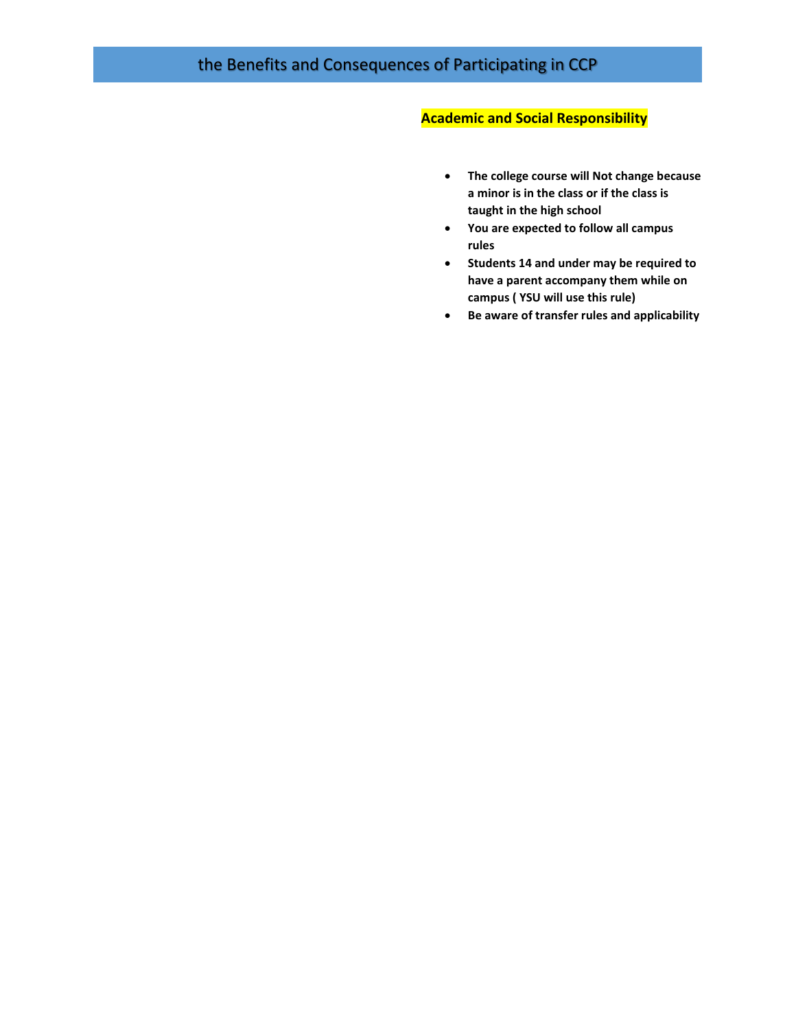# the Benefits and Consequences of Participating in CCP

## Academic and Social Responsibility

- **The college course will Not change because a minor is in the class or if the class is taught in the high school**
- **You are expected to follow all campus rules**
- **Students 14 and under may be required to have a parent accompany them while on campus ( YSU will use this rule)**
- **Be aware of transfer rules and applicability**